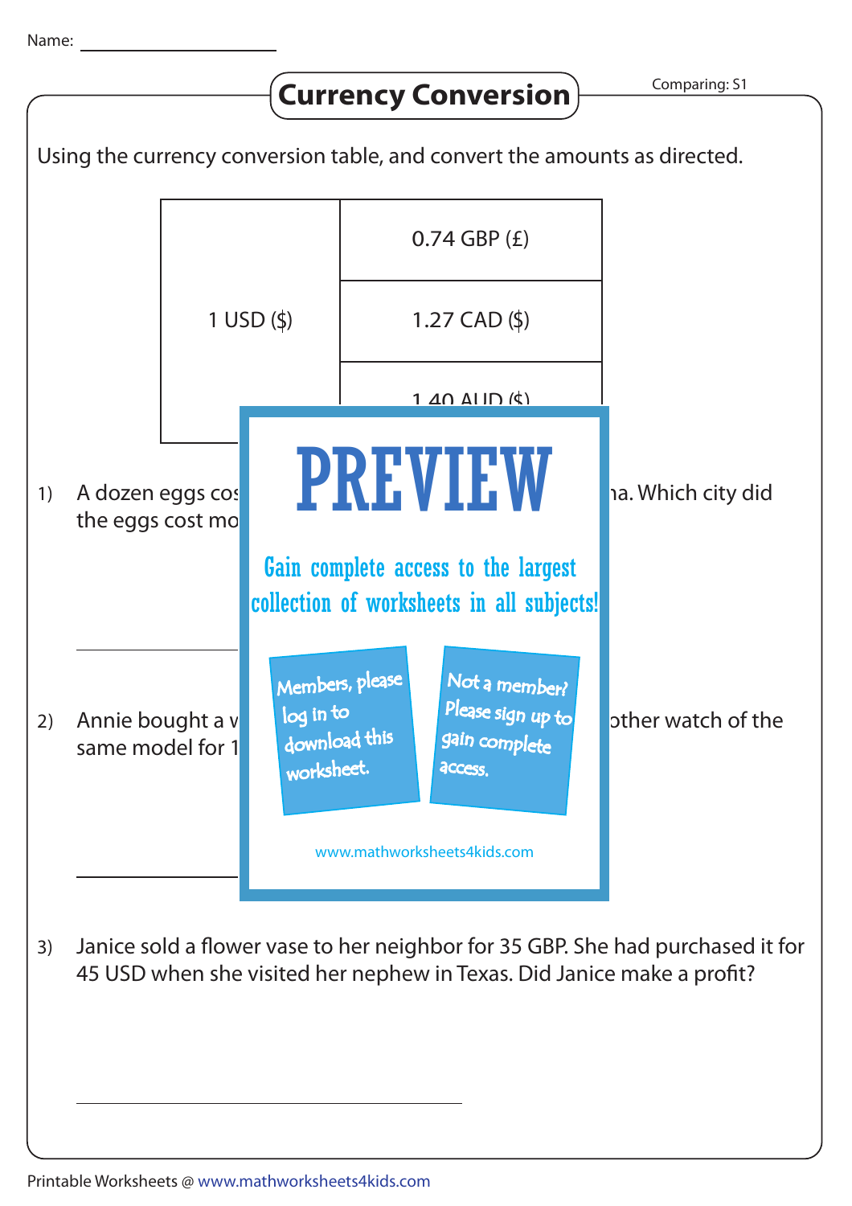Name: ____________________

# Currency Conversion

Comparing: S1

Using the currency conversion table, and convert the amounts as directed.

| | |
|---|---|
| 1 USD ($) | 0.74 GBP (£) |
| | 1.27 CAD ($) |
| | 1.40 AUD ($) |

1) A dozen eggs cos ... na. Which city did the eggs cost mo

____________________

2) Annie bought a v ... other watch of the same model for 1

____________________

3) Janice sold a flower vase to her neighbor for 35 GBP. She had purchased it for 45 USD when she visited her nephew in Texas. Did Janice make a profit?

____________________

PREVIEW

Gain complete access to the largest collection of worksheets in all subjects!

Members, please log in to download this worksheet.

Not a member? Please sign up to gain complete access.

www.mathworksheets4kids.com

Printable Worksheets @ www.mathworksheets4kids.com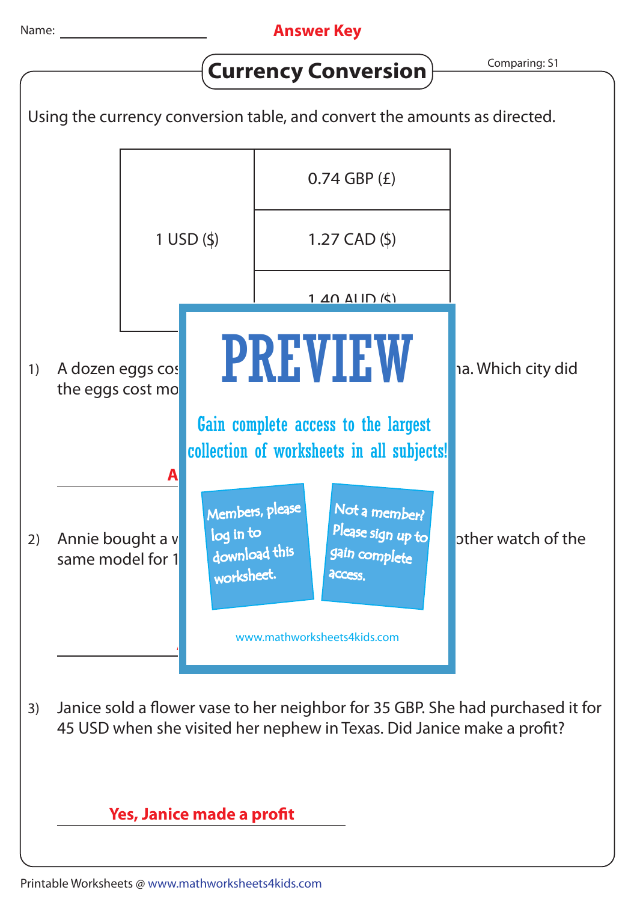Name: ____________________ **Answer Key**

# Currency Conversion

Comparing: S1

Using the currency conversion table, and convert the amounts as directed.

| | |
|---|---|
| 1 USD ($) | 0.74 GBP (£) |
| | 1.27 CAD ($) |
| | 1.40 AUD ($) |

# PREVIEW

Gain complete access to the largest collection of worksheets in all subjects!

Members, please log in to download this worksheet.

Not a member? Please sign up to gain complete access.

www.mathworksheets4kids.com

1) A dozen eggs cos... ...na. Which city did the eggs cost mo...

A...

2) Annie bought a w... ...other watch of the same model for 1...

3) Janice sold a flower vase to her neighbor for 35 GBP. She had purchased it for 45 USD when she visited her nephew in Texas. Did Janice make a profit?

**Yes, Janice made a profit**

Printable Worksheets @ www.mathworksheets4kids.com